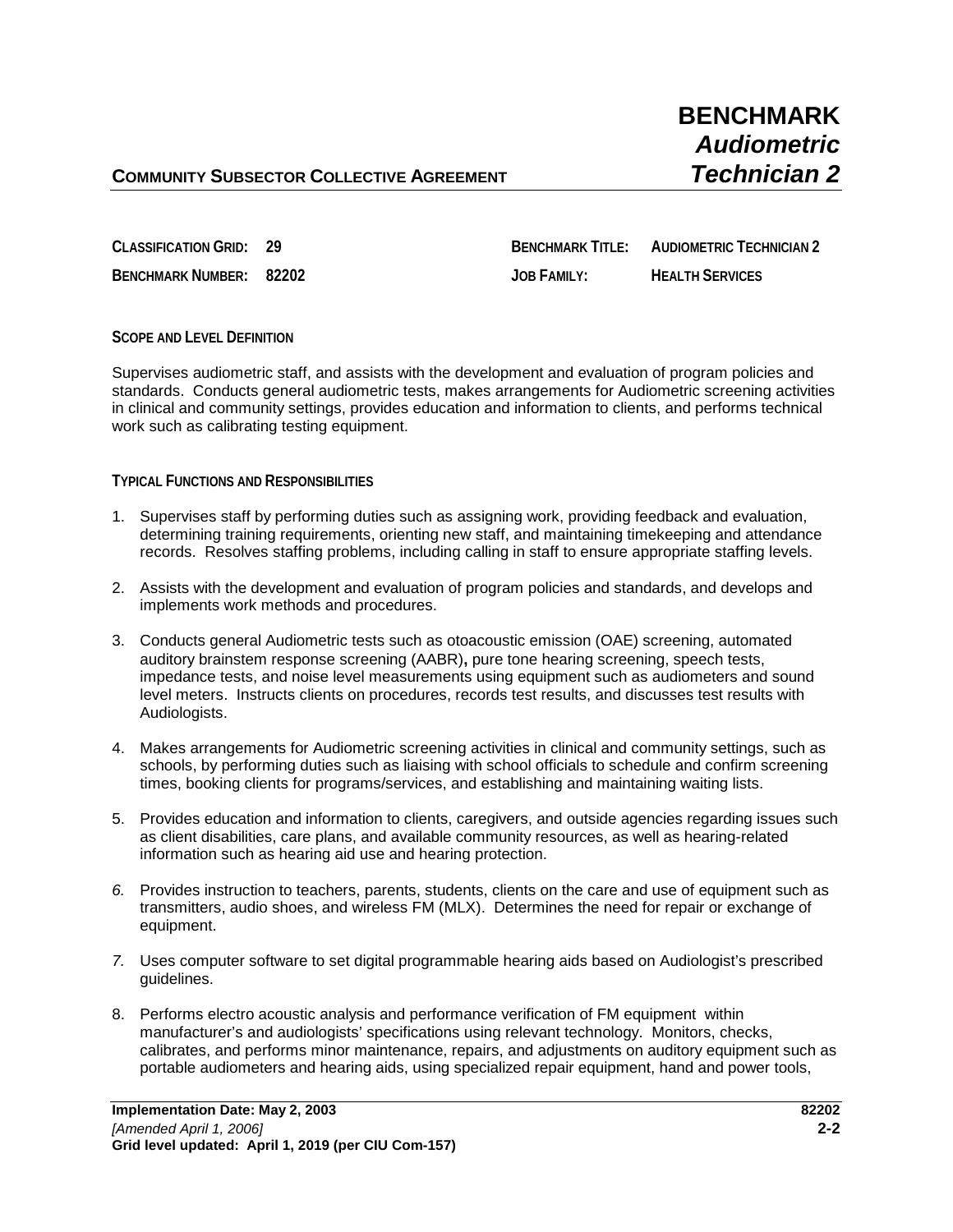# BENCHMARK
## *Audiometric Technician 2*

**COMMUNITY SUBSECTOR COLLECTIVE AGREEMENT**

**CLASSIFICATION GRID:** 29

**BENCHMARK NUMBER:** 82202

**BENCHMARK TITLE:** AUDIOMETRIC TECHNICIAN 2

**JOB FAMILY:** HEALTH SERVICES

### SCOPE AND LEVEL DEFINITION

Supervises audiometric staff, and assists with the development and evaluation of program policies and standards. Conducts general audiometric tests, makes arrangements for Audiometric screening activities in clinical and community settings, provides education and information to clients, and performs technical work such as calibrating testing equipment.

### TYPICAL FUNCTIONS AND RESPONSIBILITIES

1. Supervises staff by performing duties such as assigning work, providing feedback and evaluation, determining training requirements, orienting new staff, and maintaining timekeeping and attendance records. Resolves staffing problems, including calling in staff to ensure appropriate staffing levels.

2. Assists with the development and evaluation of program policies and standards, and develops and implements work methods and procedures.

3. Conducts general Audiometric tests such as otoacoustic emission (OAE) screening, automated auditory brainstem response screening (AABR)**,** pure tone hearing screening, speech tests, impedance tests, and noise level measurements using equipment such as audiometers and sound level meters. Instructs clients on procedures, records test results, and discusses test results with Audiologists.

4. Makes arrangements for Audiometric screening activities in clinical and community settings, such as schools, by performing duties such as liaising with school officials to schedule and confirm screening times, booking clients for programs/services, and establishing and maintaining waiting lists.

5. Provides education and information to clients, caregivers, and outside agencies regarding issues such as client disabilities, care plans, and available community resources, as well as hearing-related information such as hearing aid use and hearing protection.

6. Provides instruction to teachers, parents, students, clients on the care and use of equipment such as transmitters, audio shoes, and wireless FM (MLX). Determines the need for repair or exchange of equipment.

7. Uses computer software to set digital programmable hearing aids based on Audiologist's prescribed guidelines.

8. Performs electro acoustic analysis and performance verification of FM equipment within manufacturer's and audiologists' specifications using relevant technology. Monitors, checks, calibrates, and performs minor maintenance, repairs, and adjustments on auditory equipment such as portable audiometers and hearing aids, using specialized repair equipment, hand and power tools,

**Implementation Date: May 2, 2003**
*[Amended April 1, 2006]*
**Grid level updated: April 1, 2019 (per CIU Com-157)**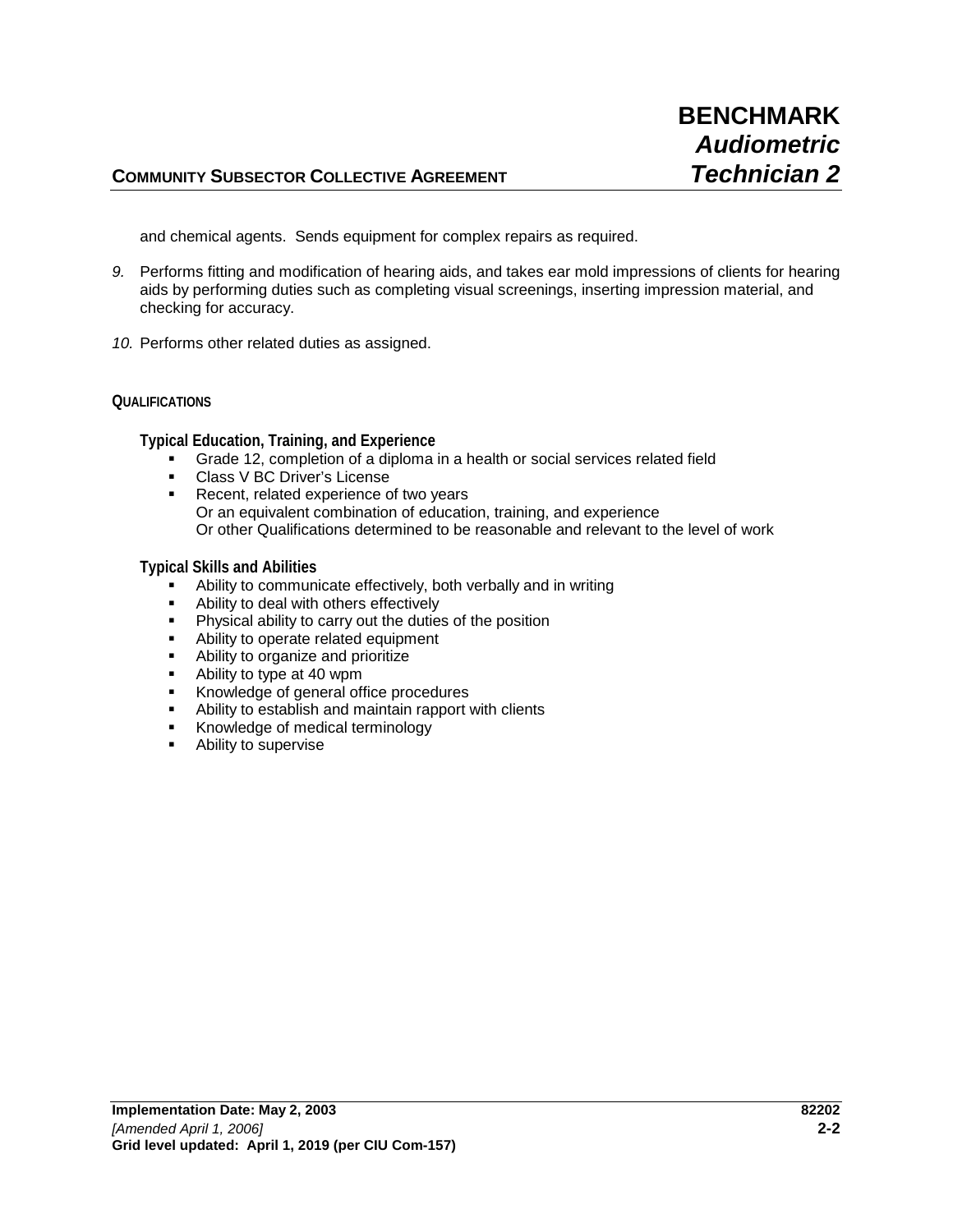and chemical agents. Sends equipment for complex repairs as required.

9. Performs fitting and modification of hearing aids, and takes ear mold impressions of clients for hearing aids by performing duties such as completing visual screenings, inserting impression material, and checking for accuracy.

10. Performs other related duties as assigned.

## QUALIFICATIONS

### Typical Education, Training, and Experience

- Grade 12, completion of a diploma in a health or social services related field
- Class V BC Driver's License
- Recent, related experience of two years
  Or an equivalent combination of education, training, and experience
  Or other Qualifications determined to be reasonable and relevant to the level of work

### Typical Skills and Abilities

- Ability to communicate effectively, both verbally and in writing
- Ability to deal with others effectively
- Physical ability to carry out the duties of the position
- Ability to operate related equipment
- Ability to organize and prioritize
- Ability to type at 40 wpm
- Knowledge of general office procedures
- Ability to establish and maintain rapport with clients
- Knowledge of medical terminology
- Ability to supervise